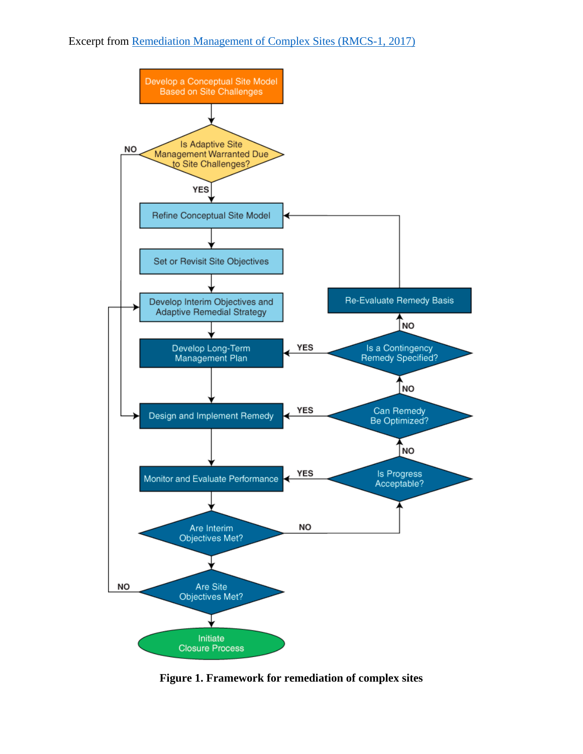Excerpt from [Remediation Management of Complex Sites (RMCS-1, 2017)]

Develop a Conceptual Site Model Based on Site Challenges

Is Adaptive Site Management Warranted Due to Site Challenges?

NO

YES

Refine Conceptual Site Model

Set or Revisit Site Objectives

Develop Interim Objectives and Adaptive Remedial Strategy

Develop Long-Term Management Plan

Design and Implement Remedy

Monitor and Evaluate Performance

Are Interim Objectives Met?

NO

Are Site Objectives Met?

NO

Initiate Closure Process

Re-Evaluate Remedy Basis

NO

Is a Contingency Remedy Specified?

YES

NO

Can Remedy Be Optimized?

YES

NO

Is Progress Acceptable?

YES

**Figure 1. Framework for remediation of complex sites**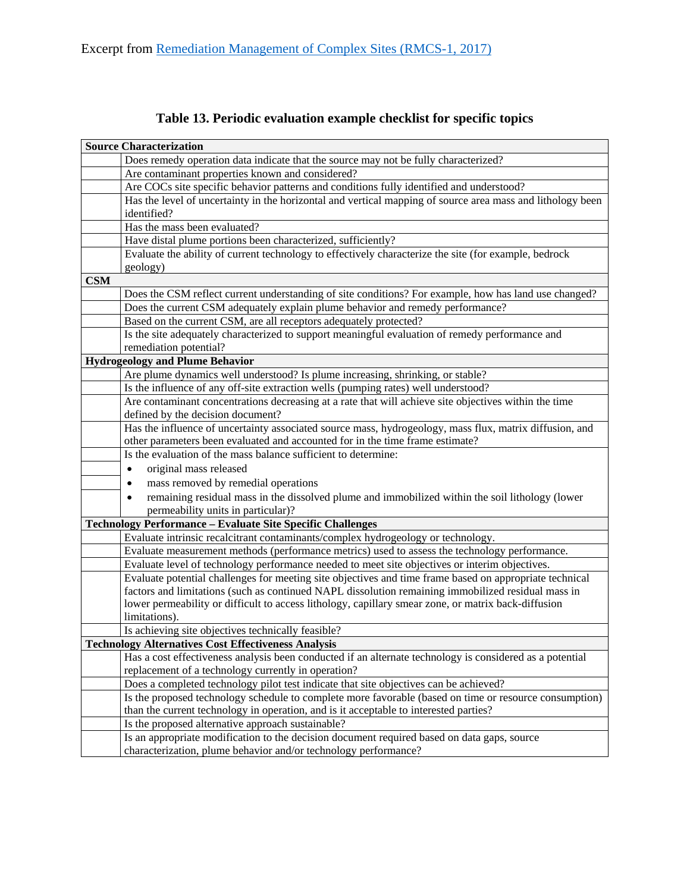Excerpt from [Remediation Management of Complex Sites (RMCS-1, 2017)]

**Table 13. Periodic evaluation example checklist for specific topics**

| | |
|---|---|
| **Source Characterization** | |
| | Does remedy operation data indicate that the source may not be fully characterized? |
| | Are contaminant properties known and considered? |
| | Are COCs site specific behavior patterns and conditions fully identified and understood? |
| | Has the level of uncertainty in the horizontal and vertical mapping of source area mass and lithology been identified? |
| | Has the mass been evaluated? |
| | Have distal plume portions been characterized, sufficiently? |
| | Evaluate the ability of current technology to effectively characterize the site (for example, bedrock geology) |
| **CSM** | |
| | Does the CSM reflect current understanding of site conditions? For example, how has land use changed? |
| | Does the current CSM adequately explain plume behavior and remedy performance? |
| | Based on the current CSM, are all receptors adequately protected? |
| | Is the site adequately characterized to support meaningful evaluation of remedy performance and remediation potential? |
| **Hydrogeology and Plume Behavior** | |
| | Are plume dynamics well understood? Is plume increasing, shrinking, or stable? |
| | Is the influence of any off-site extraction wells (pumping rates) well understood? |
| | Are contaminant concentrations decreasing at a rate that will achieve site objectives within the time defined by the decision document? |
| | Has the influence of uncertainty associated source mass, hydrogeology, mass flux, matrix diffusion, and other parameters been evaluated and accounted for in the time frame estimate? |
| | Is the evaluation of the mass balance sufficient to determine: |
| | • original mass released |
| | • mass removed by remedial operations |
| | • remaining residual mass in the dissolved plume and immobilized within the soil lithology (lower permeability units in particular)? |
| **Technology Performance – Evaluate Site Specific Challenges** | |
| | Evaluate intrinsic recalcitrant contaminants/complex hydrogeology or technology. |
| | Evaluate measurement methods (performance metrics) used to assess the technology performance. |
| | Evaluate level of technology performance needed to meet site objectives or interim objectives. |
| | Evaluate potential challenges for meeting site objectives and time frame based on appropriate technical factors and limitations (such as continued NAPL dissolution remaining immobilized residual mass in lower permeability or difficult to access lithology, capillary smear zone, or matrix back-diffusion limitations). |
| | Is achieving site objectives technically feasible? |
| **Technology Alternatives Cost Effectiveness Analysis** | |
| | Has a cost effectiveness analysis been conducted if an alternate technology is considered as a potential replacement of a technology currently in operation? |
| | Does a completed technology pilot test indicate that site objectives can be achieved? |
| | Is the proposed technology schedule to complete more favorable (based on time or resource consumption) than the current technology in operation, and is it acceptable to interested parties? |
| | Is the proposed alternative approach sustainable? |
| | Is an appropriate modification to the decision document required based on data gaps, source characterization, plume behavior and/or technology performance? |